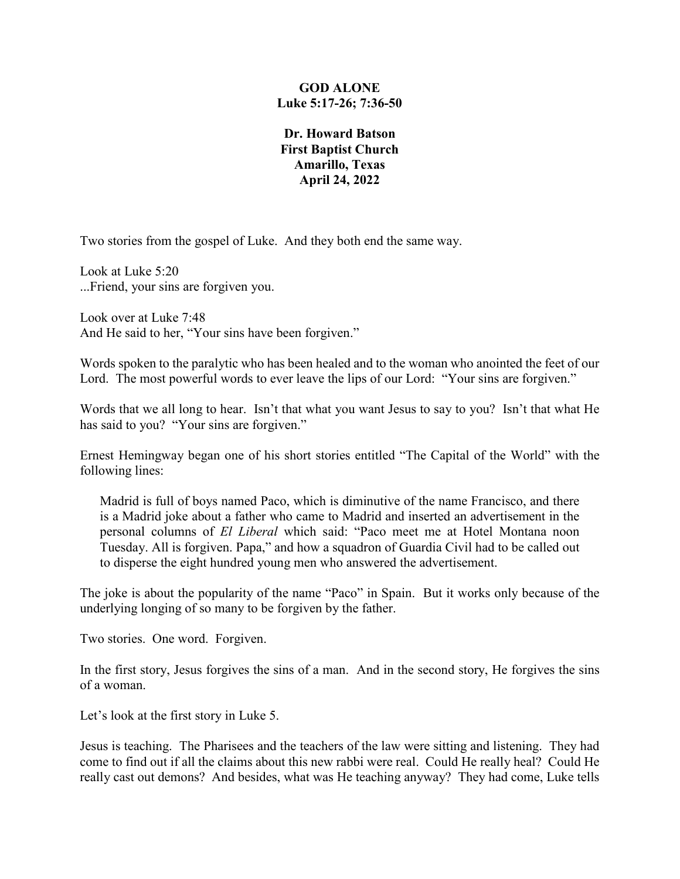# GOD ALONE
## Luke 5:17-26; 7:36-50

**Dr. Howard Batson**
**First Baptist Church**
**Amarillo, Texas**
**April 24, 2022**

Two stories from the gospel of Luke. And they both end the same way.

Look at Luke 5:20
...Friend, your sins are forgiven you.

Look over at Luke 7:48
And He said to her, "Your sins have been forgiven."

Words spoken to the paralytic who has been healed and to the woman who anointed the feet of our Lord. The most powerful words to ever leave the lips of our Lord: "Your sins are forgiven."

Words that we all long to hear. Isn't that what you want Jesus to say to you? Isn't that what He has said to you? "Your sins are forgiven."

Ernest Hemingway began one of his short stories entitled "The Capital of the World" with the following lines:

> Madrid is full of boys named Paco, which is diminutive of the name Francisco, and there is a Madrid joke about a father who came to Madrid and inserted an advertisement in the personal columns of *El Liberal* which said: "Paco meet me at Hotel Montana noon Tuesday. All is forgiven. Papa," and how a squadron of Guardia Civil had to be called out to disperse the eight hundred young men who answered the advertisement.

The joke is about the popularity of the name "Paco" in Spain. But it works only because of the underlying longing of so many to be forgiven by the father.

Two stories. One word. Forgiven.

In the first story, Jesus forgives the sins of a man. And in the second story, He forgives the sins of a woman.

Let's look at the first story in Luke 5.

Jesus is teaching. The Pharisees and the teachers of the law were sitting and listening. They had come to find out if all the claims about this new rabbi were real. Could He really heal? Could He really cast out demons? And besides, what was He teaching anyway? They had come, Luke tells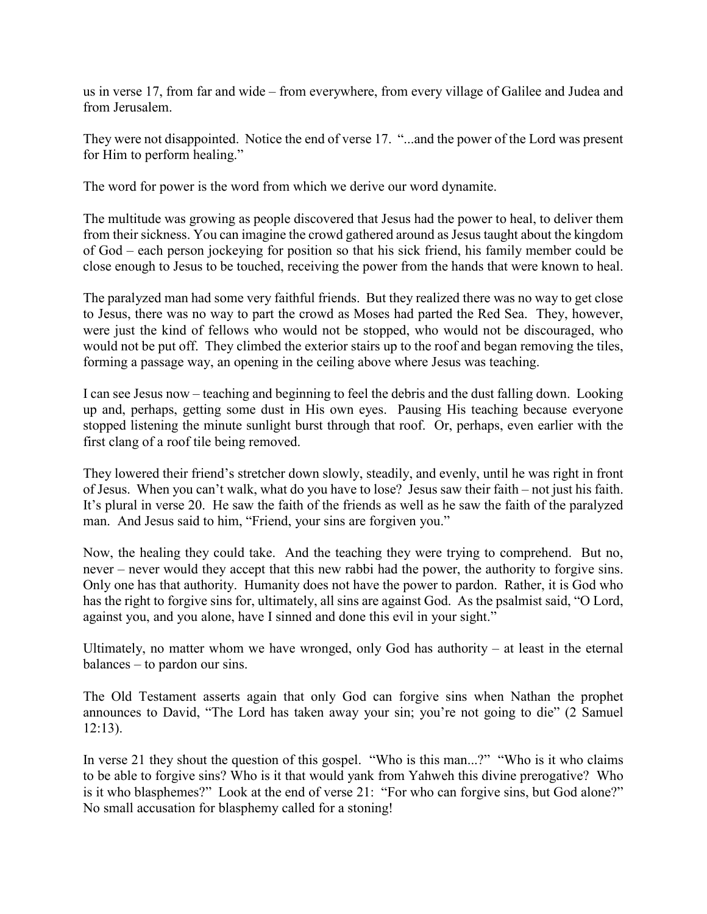us in verse 17, from far and wide – from everywhere, from every village of Galilee and Judea and from Jerusalem.

They were not disappointed. Notice the end of verse 17. "...and the power of the Lord was present for Him to perform healing."

The word for power is the word from which we derive our word dynamite.

The multitude was growing as people discovered that Jesus had the power to heal, to deliver them from their sickness. You can imagine the crowd gathered around as Jesus taught about the kingdom of God – each person jockeying for position so that his sick friend, his family member could be close enough to Jesus to be touched, receiving the power from the hands that were known to heal.

The paralyzed man had some very faithful friends. But they realized there was no way to get close to Jesus, there was no way to part the crowd as Moses had parted the Red Sea. They, however, were just the kind of fellows who would not be stopped, who would not be discouraged, who would not be put off. They climbed the exterior stairs up to the roof and began removing the tiles, forming a passage way, an opening in the ceiling above where Jesus was teaching.

I can see Jesus now – teaching and beginning to feel the debris and the dust falling down. Looking up and, perhaps, getting some dust in His own eyes. Pausing His teaching because everyone stopped listening the minute sunlight burst through that roof. Or, perhaps, even earlier with the first clang of a roof tile being removed.

They lowered their friend's stretcher down slowly, steadily, and evenly, until he was right in front of Jesus. When you can't walk, what do you have to lose? Jesus saw their faith – not just his faith. It's plural in verse 20. He saw the faith of the friends as well as he saw the faith of the paralyzed man. And Jesus said to him, "Friend, your sins are forgiven you."

Now, the healing they could take. And the teaching they were trying to comprehend. But no, never – never would they accept that this new rabbi had the power, the authority to forgive sins. Only one has that authority. Humanity does not have the power to pardon. Rather, it is God who has the right to forgive sins for, ultimately, all sins are against God. As the psalmist said, "O Lord, against you, and you alone, have I sinned and done this evil in your sight."

Ultimately, no matter whom we have wronged, only God has authority – at least in the eternal balances – to pardon our sins.

The Old Testament asserts again that only God can forgive sins when Nathan the prophet announces to David, "The Lord has taken away your sin; you're not going to die" (2 Samuel 12:13).

In verse 21 they shout the question of this gospel. "Who is this man...?" "Who is it who claims to be able to forgive sins? Who is it that would yank from Yahweh this divine prerogative? Who is it who blasphemes?" Look at the end of verse 21: "For who can forgive sins, but God alone?" No small accusation for blasphemy called for a stoning!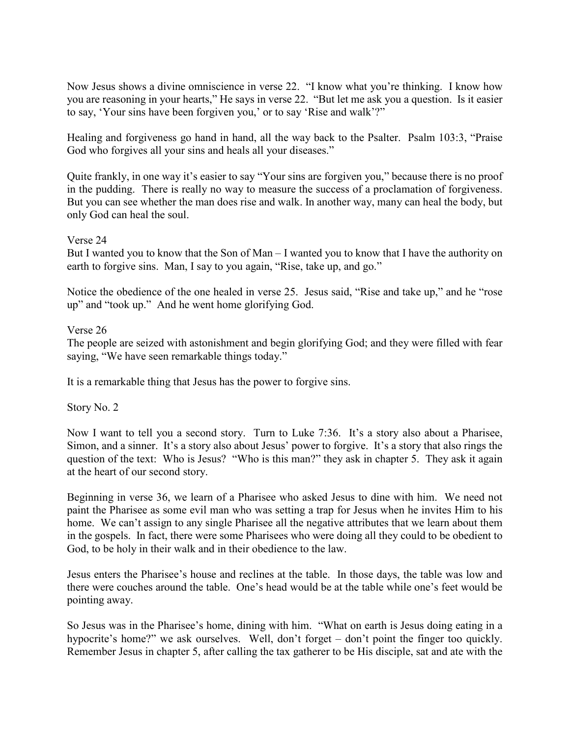Now Jesus shows a divine omniscience in verse 22. "I know what you're thinking. I know how you are reasoning in your hearts," He says in verse 22. "But let me ask you a question. Is it easier to say, 'Your sins have been forgiven you,' or to say 'Rise and walk'?"

Healing and forgiveness go hand in hand, all the way back to the Psalter. Psalm 103:3, "Praise God who forgives all your sins and heals all your diseases."

Quite frankly, in one way it's easier to say "Your sins are forgiven you," because there is no proof in the pudding. There is really no way to measure the success of a proclamation of forgiveness. But you can see whether the man does rise and walk. In another way, many can heal the body, but only God can heal the soul.

Verse 24
But I wanted you to know that the Son of Man – I wanted you to know that I have the authority on earth to forgive sins. Man, I say to you again, "Rise, take up, and go."

Notice the obedience of the one healed in verse 25. Jesus said, "Rise and take up," and he "rose up" and "took up." And he went home glorifying God.

Verse 26
The people are seized with astonishment and begin glorifying God; and they were filled with fear saying, "We have seen remarkable things today."

It is a remarkable thing that Jesus has the power to forgive sins.

Story No. 2

Now I want to tell you a second story. Turn to Luke 7:36. It's a story also about a Pharisee, Simon, and a sinner. It's a story also about Jesus' power to forgive. It's a story that also rings the question of the text: Who is Jesus? "Who is this man?" they ask in chapter 5. They ask it again at the heart of our second story.

Beginning in verse 36, we learn of a Pharisee who asked Jesus to dine with him. We need not paint the Pharisee as some evil man who was setting a trap for Jesus when he invites Him to his home. We can't assign to any single Pharisee all the negative attributes that we learn about them in the gospels. In fact, there were some Pharisees who were doing all they could to be obedient to God, to be holy in their walk and in their obedience to the law.

Jesus enters the Pharisee's house and reclines at the table. In those days, the table was low and there were couches around the table. One's head would be at the table while one's feet would be pointing away.

So Jesus was in the Pharisee's home, dining with him. "What on earth is Jesus doing eating in a hypocrite's home?" we ask ourselves. Well, don't forget – don't point the finger too quickly. Remember Jesus in chapter 5, after calling the tax gatherer to be His disciple, sat and ate with the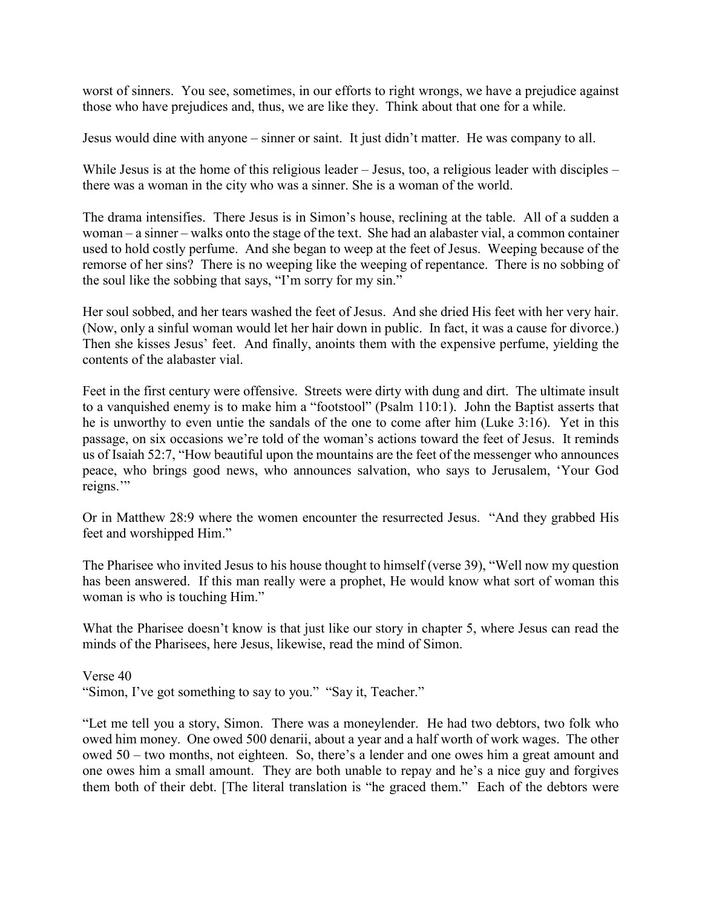worst of sinners. You see, sometimes, in our efforts to right wrongs, we have a prejudice against those who have prejudices and, thus, we are like they. Think about that one for a while.

Jesus would dine with anyone – sinner or saint. It just didn't matter. He was company to all.

While Jesus is at the home of this religious leader – Jesus, too, a religious leader with disciples – there was a woman in the city who was a sinner. She is a woman of the world.

The drama intensifies. There Jesus is in Simon's house, reclining at the table. All of a sudden a woman – a sinner – walks onto the stage of the text. She had an alabaster vial, a common container used to hold costly perfume. And she began to weep at the feet of Jesus. Weeping because of the remorse of her sins? There is no weeping like the weeping of repentance. There is no sobbing of the soul like the sobbing that says, "I'm sorry for my sin."

Her soul sobbed, and her tears washed the feet of Jesus. And she dried His feet with her very hair. (Now, only a sinful woman would let her hair down in public. In fact, it was a cause for divorce.) Then she kisses Jesus' feet. And finally, anoints them with the expensive perfume, yielding the contents of the alabaster vial.

Feet in the first century were offensive. Streets were dirty with dung and dirt. The ultimate insult to a vanquished enemy is to make him a "footstool" (Psalm 110:1). John the Baptist asserts that he is unworthy to even untie the sandals of the one to come after him (Luke 3:16). Yet in this passage, on six occasions we're told of the woman's actions toward the feet of Jesus. It reminds us of Isaiah 52:7, "How beautiful upon the mountains are the feet of the messenger who announces peace, who brings good news, who announces salvation, who says to Jerusalem, 'Your God reigns.'"

Or in Matthew 28:9 where the women encounter the resurrected Jesus. "And they grabbed His feet and worshipped Him."

The Pharisee who invited Jesus to his house thought to himself (verse 39), "Well now my question has been answered. If this man really were a prophet, He would know what sort of woman this woman is who is touching Him."

What the Pharisee doesn't know is that just like our story in chapter 5, where Jesus can read the minds of the Pharisees, here Jesus, likewise, read the mind of Simon.

Verse 40
"Simon, I've got something to say to you." "Say it, Teacher."

"Let me tell you a story, Simon. There was a moneylender. He had two debtors, two folk who owed him money. One owed 500 denarii, about a year and a half worth of work wages. The other owed 50 – two months, not eighteen. So, there's a lender and one owes him a great amount and one owes him a small amount. They are both unable to repay and he's a nice guy and forgives them both of their debt. [The literal translation is "he graced them." Each of the debtors were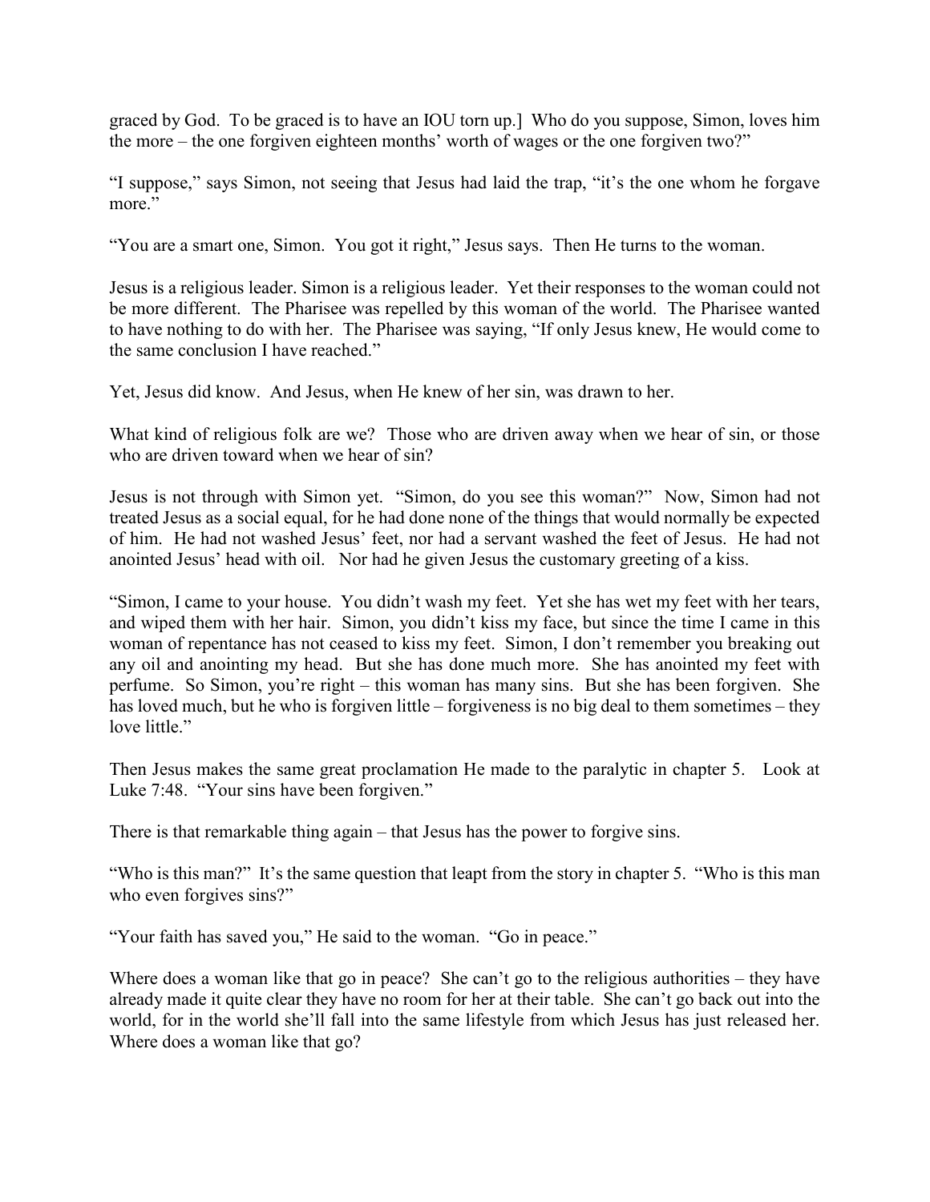graced by God. To be graced is to have an IOU torn up.] Who do you suppose, Simon, loves him the more – the one forgiven eighteen months' worth of wages or the one forgiven two?"

"I suppose," says Simon, not seeing that Jesus had laid the trap, "it's the one whom he forgave more."

"You are a smart one, Simon. You got it right," Jesus says. Then He turns to the woman.

Jesus is a religious leader. Simon is a religious leader. Yet their responses to the woman could not be more different. The Pharisee was repelled by this woman of the world. The Pharisee wanted to have nothing to do with her. The Pharisee was saying, "If only Jesus knew, He would come to the same conclusion I have reached."

Yet, Jesus did know. And Jesus, when He knew of her sin, was drawn to her.

What kind of religious folk are we? Those who are driven away when we hear of sin, or those who are driven toward when we hear of sin?

Jesus is not through with Simon yet. "Simon, do you see this woman?" Now, Simon had not treated Jesus as a social equal, for he had done none of the things that would normally be expected of him. He had not washed Jesus' feet, nor had a servant washed the feet of Jesus. He had not anointed Jesus' head with oil. Nor had he given Jesus the customary greeting of a kiss.

"Simon, I came to your house. You didn't wash my feet. Yet she has wet my feet with her tears, and wiped them with her hair. Simon, you didn't kiss my face, but since the time I came in this woman of repentance has not ceased to kiss my feet. Simon, I don't remember you breaking out any oil and anointing my head. But she has done much more. She has anointed my feet with perfume. So Simon, you're right – this woman has many sins. But she has been forgiven. She has loved much, but he who is forgiven little – forgiveness is no big deal to them sometimes – they love little."

Then Jesus makes the same great proclamation He made to the paralytic in chapter 5. Look at Luke 7:48. "Your sins have been forgiven."

There is that remarkable thing again – that Jesus has the power to forgive sins.

"Who is this man?" It's the same question that leapt from the story in chapter 5. "Who is this man who even forgives sins?"

"Your faith has saved you," He said to the woman. "Go in peace."

Where does a woman like that go in peace? She can't go to the religious authorities – they have already made it quite clear they have no room for her at their table. She can't go back out into the world, for in the world she'll fall into the same lifestyle from which Jesus has just released her. Where does a woman like that go?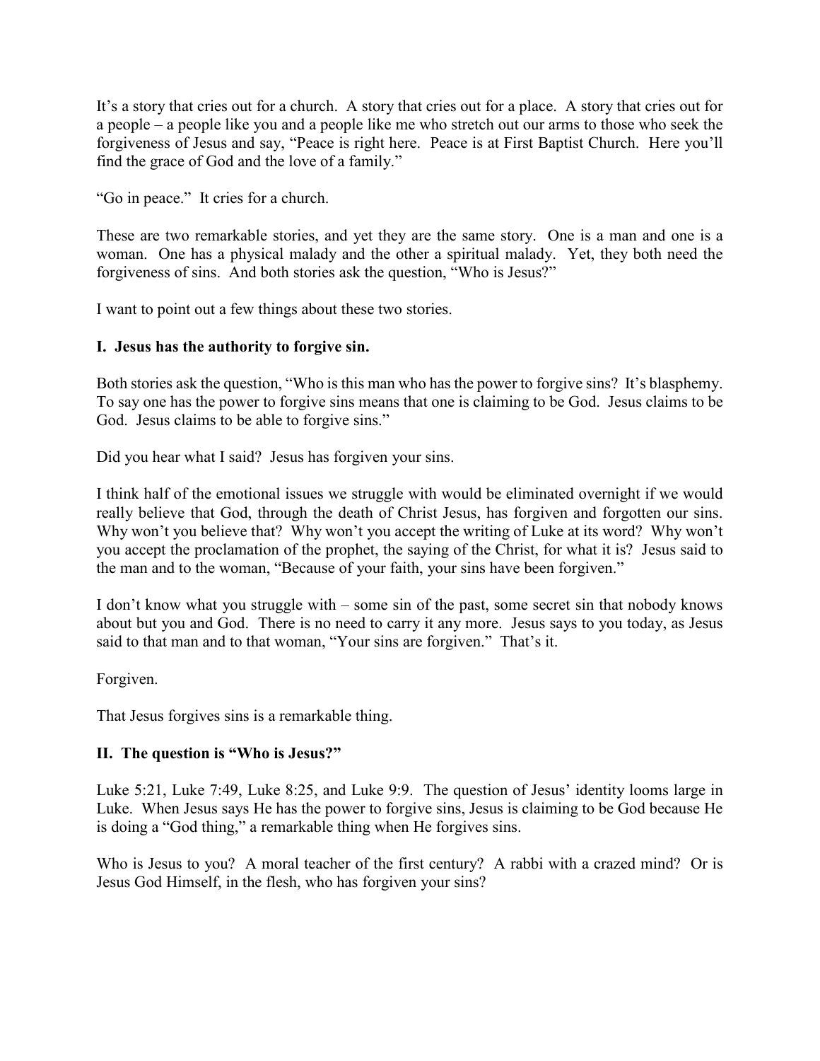It's a story that cries out for a church. A story that cries out for a place. A story that cries out for a people – a people like you and a people like me who stretch out our arms to those who seek the forgiveness of Jesus and say, "Peace is right here. Peace is at First Baptist Church. Here you'll find the grace of God and the love of a family."

"Go in peace." It cries for a church.

These are two remarkable stories, and yet they are the same story. One is a man and one is a woman. One has a physical malady and the other a spiritual malady. Yet, they both need the forgiveness of sins. And both stories ask the question, "Who is Jesus?"

I want to point out a few things about these two stories.

**I. Jesus has the authority to forgive sin.**

Both stories ask the question, "Who is this man who has the power to forgive sins? It's blasphemy. To say one has the power to forgive sins means that one is claiming to be God. Jesus claims to be God. Jesus claims to be able to forgive sins."

Did you hear what I said? Jesus has forgiven your sins.

I think half of the emotional issues we struggle with would be eliminated overnight if we would really believe that God, through the death of Christ Jesus, has forgiven and forgotten our sins. Why won't you believe that? Why won't you accept the writing of Luke at its word? Why won't you accept the proclamation of the prophet, the saying of the Christ, for what it is? Jesus said to the man and to the woman, "Because of your faith, your sins have been forgiven."

I don't know what you struggle with – some sin of the past, some secret sin that nobody knows about but you and God. There is no need to carry it any more. Jesus says to you today, as Jesus said to that man and to that woman, "Your sins are forgiven." That's it.

Forgiven.

That Jesus forgives sins is a remarkable thing.

**II. The question is "Who is Jesus?"**

Luke 5:21, Luke 7:49, Luke 8:25, and Luke 9:9. The question of Jesus' identity looms large in Luke. When Jesus says He has the power to forgive sins, Jesus is claiming to be God because He is doing a "God thing," a remarkable thing when He forgives sins.

Who is Jesus to you? A moral teacher of the first century? A rabbi with a crazed mind? Or is Jesus God Himself, in the flesh, who has forgiven your sins?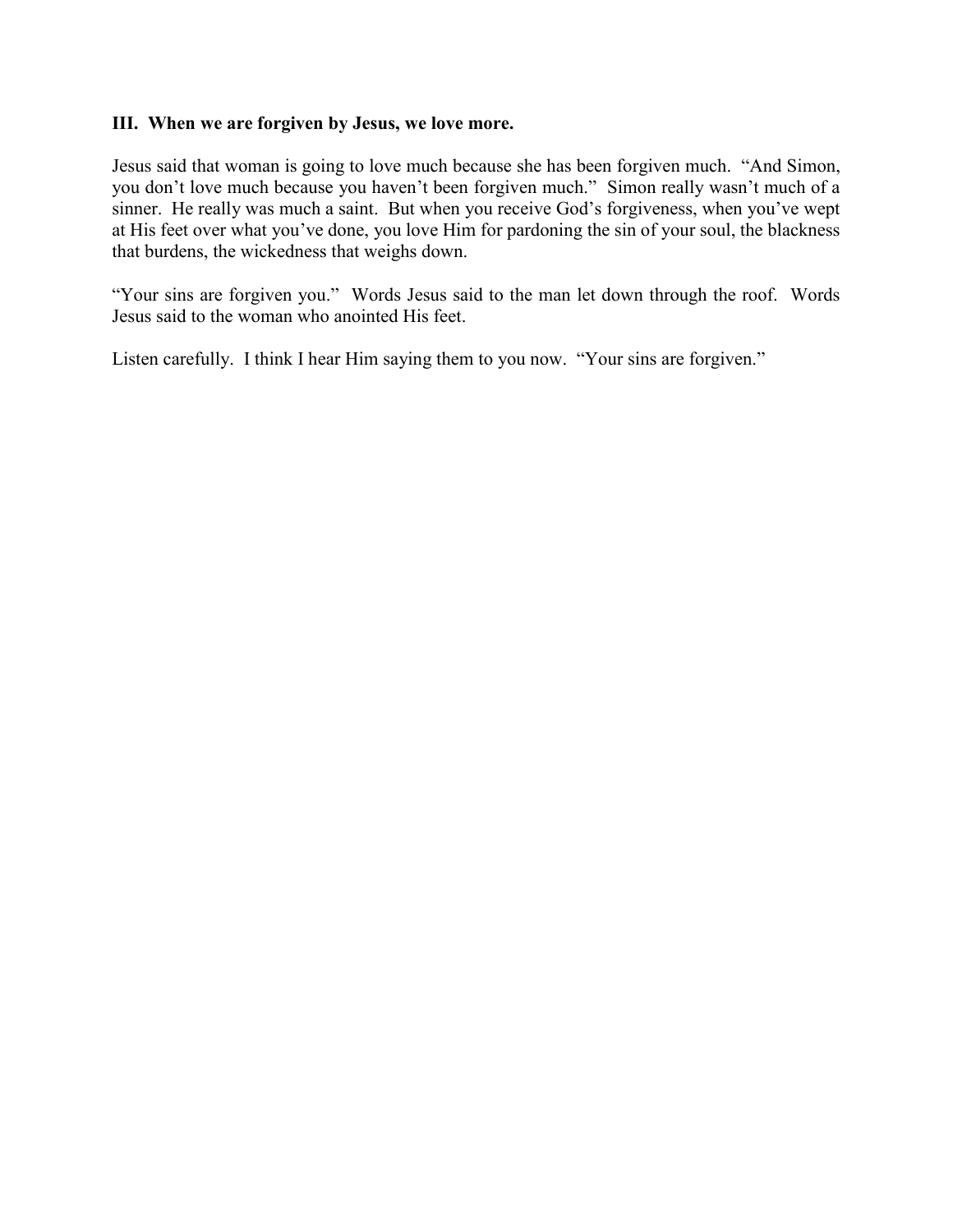**III. When we are forgiven by Jesus, we love more.**

Jesus said that woman is going to love much because she has been forgiven much. "And Simon, you don't love much because you haven't been forgiven much." Simon really wasn't much of a sinner. He really was much a saint. But when you receive God's forgiveness, when you've wept at His feet over what you've done, you love Him for pardoning the sin of your soul, the blackness that burdens, the wickedness that weighs down.

"Your sins are forgiven you." Words Jesus said to the man let down through the roof. Words Jesus said to the woman who anointed His feet.

Listen carefully. I think I hear Him saying them to you now. "Your sins are forgiven."